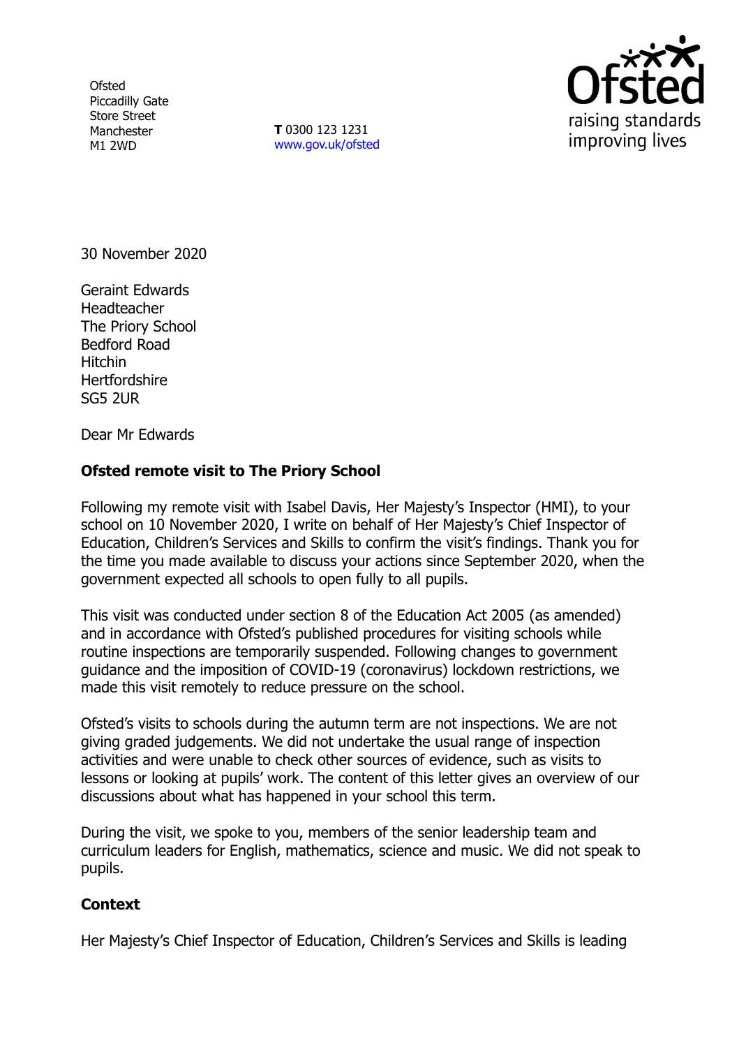Ofsted
Piccadilly Gate
Store Street
Manchester
M1 2WD

**T** 0300 123 1231
www.gov.uk/ofsted

30 November 2020

Geraint Edwards
Headteacher
The Priory School
Bedford Road
Hitchin
Hertfordshire
SG5 2UR

Dear Mr Edwards

**Ofsted remote visit to The Priory School**

Following my remote visit with Isabel Davis, Her Majesty's Inspector (HMI), to your school on 10 November 2020, I write on behalf of Her Majesty's Chief Inspector of Education, Children's Services and Skills to confirm the visit's findings. Thank you for the time you made available to discuss your actions since September 2020, when the government expected all schools to open fully to all pupils.

This visit was conducted under section 8 of the Education Act 2005 (as amended) and in accordance with Ofsted's published procedures for visiting schools while routine inspections are temporarily suspended. Following changes to government guidance and the imposition of COVID-19 (coronavirus) lockdown restrictions, we made this visit remotely to reduce pressure on the school.

Ofsted's visits to schools during the autumn term are not inspections. We are not giving graded judgements. We did not undertake the usual range of inspection activities and were unable to check other sources of evidence, such as visits to lessons or looking at pupils' work. The content of this letter gives an overview of our discussions about what has happened in your school this term.

During the visit, we spoke to you, members of the senior leadership team and curriculum leaders for English, mathematics, science and music. We did not speak to pupils.

**Context**

Her Majesty's Chief Inspector of Education, Children's Services and Skills is leading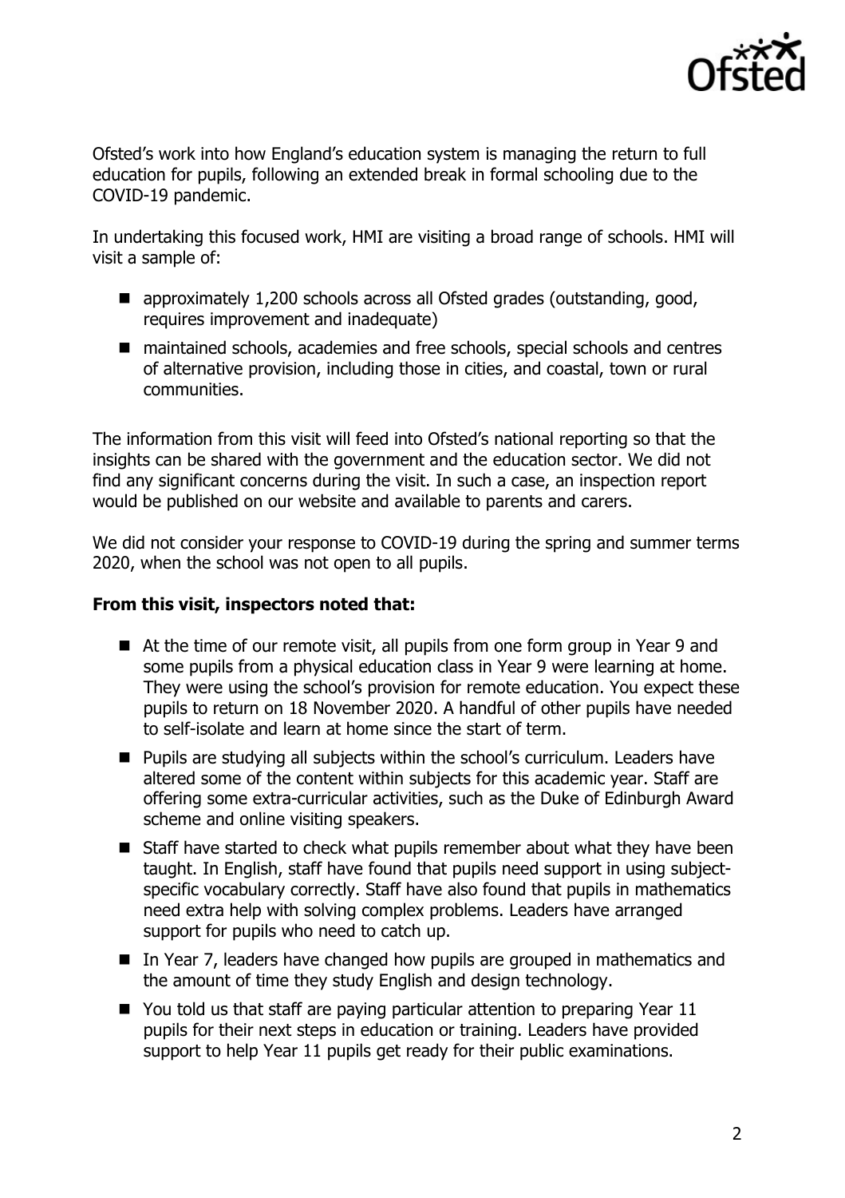Ofsted's work into how England's education system is managing the return to full education for pupils, following an extended break in formal schooling due to the COVID-19 pandemic.

In undertaking this focused work, HMI are visiting a broad range of schools. HMI will visit a sample of:

- approximately 1,200 schools across all Ofsted grades (outstanding, good, requires improvement and inadequate)
- maintained schools, academies and free schools, special schools and centres of alternative provision, including those in cities, and coastal, town or rural communities.

The information from this visit will feed into Ofsted's national reporting so that the insights can be shared with the government and the education sector. We did not find any significant concerns during the visit. In such a case, an inspection report would be published on our website and available to parents and carers.

We did not consider your response to COVID-19 during the spring and summer terms 2020, when the school was not open to all pupils.

**From this visit, inspectors noted that:**

- At the time of our remote visit, all pupils from one form group in Year 9 and some pupils from a physical education class in Year 9 were learning at home. They were using the school's provision for remote education. You expect these pupils to return on 18 November 2020. A handful of other pupils have needed to self-isolate and learn at home since the start of term.
- Pupils are studying all subjects within the school's curriculum. Leaders have altered some of the content within subjects for this academic year. Staff are offering some extra-curricular activities, such as the Duke of Edinburgh Award scheme and online visiting speakers.
- Staff have started to check what pupils remember about what they have been taught. In English, staff have found that pupils need support in using subject-specific vocabulary correctly. Staff have also found that pupils in mathematics need extra help with solving complex problems. Leaders have arranged support for pupils who need to catch up.
- In Year 7, leaders have changed how pupils are grouped in mathematics and the amount of time they study English and design technology.
- You told us that staff are paying particular attention to preparing Year 11 pupils for their next steps in education or training. Leaders have provided support to help Year 11 pupils get ready for their public examinations.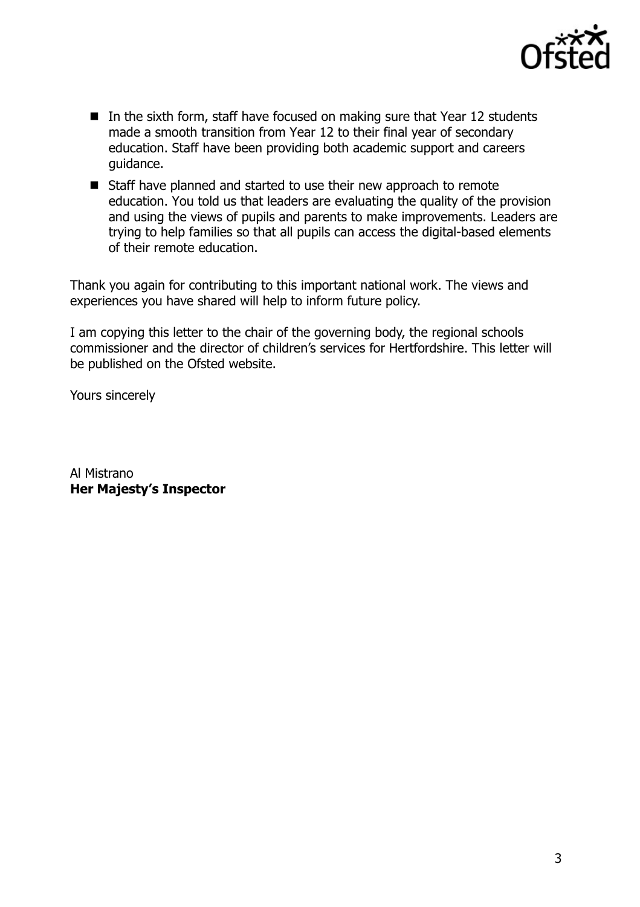- In the sixth form, staff have focused on making sure that Year 12 students made a smooth transition from Year 12 to their final year of secondary education. Staff have been providing both academic support and careers guidance.
- Staff have planned and started to use their new approach to remote education. You told us that leaders are evaluating the quality of the provision and using the views of pupils and parents to make improvements. Leaders are trying to help families so that all pupils can access the digital-based elements of their remote education.

Thank you again for contributing to this important national work. The views and experiences you have shared will help to inform future policy.

I am copying this letter to the chair of the governing body, the regional schools commissioner and the director of children's services for Hertfordshire. This letter will be published on the Ofsted website.

Yours sincerely

Al Mistrano
**Her Majesty's Inspector**